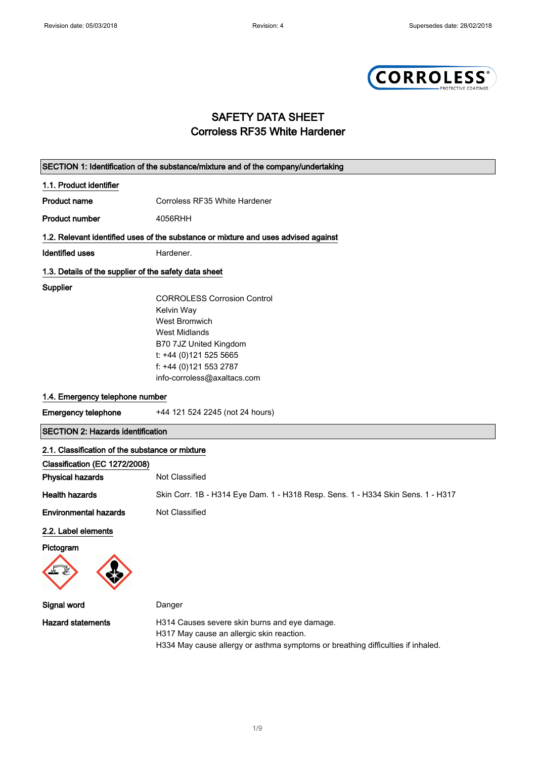# SAFETY DATA SHEET
# Corroless RF35 White Hardener

## SECTION 1: Identification of the substance/mixture and of the company/undertaking

### 1.1. Product identifier

**Product name** Corroless RF35 White Hardener

**Product number** 4056RHH

### 1.2. Relevant identified uses of the substance or mixture and uses advised against

**Identified uses** Hardener.

### 1.3. Details of the supplier of the safety data sheet

**Supplier**

CORROLESS Corrosion Control
Kelvin Way
West Bromwich
West Midlands
B70 7JZ United Kingdom
t: +44 (0)121 525 5665
f: +44 (0)121 553 2787
info-corroless@axaltacs.com

### 1.4. Emergency telephone number

**Emergency telephone** +44 121 524 2245 (not 24 hours)

## SECTION 2: Hazards identification

### 2.1. Classification of the substance or mixture

**Classification (EC 1272/2008)**

**Physical hazards** Not Classified

**Health hazards** Skin Corr. 1B - H314 Eye Dam. 1 - H318 Resp. Sens. 1 - H334 Skin Sens. 1 - H317

**Environmental hazards** Not Classified

### 2.2. Label elements

**Pictogram**

**Signal word** Danger

**Hazard statements**

H314 Causes severe skin burns and eye damage.
H317 May cause an allergic skin reaction.
H334 May cause allergy or asthma symptoms or breathing difficulties if inhaled.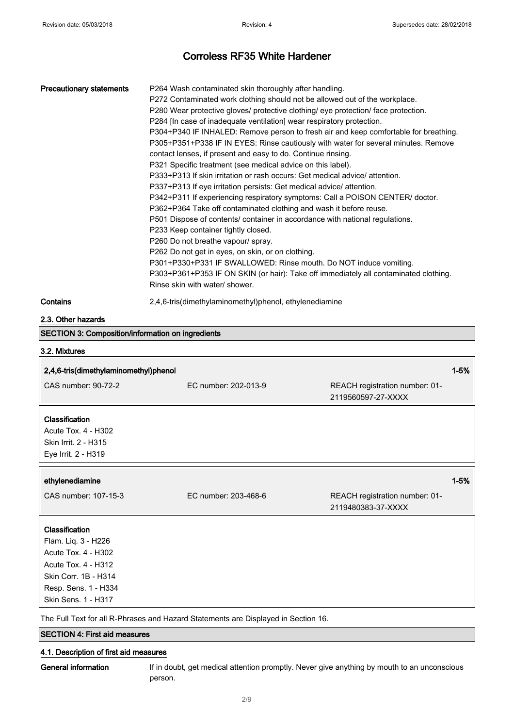**Precautionary statements**

P264 Wash contaminated skin thoroughly after handling.
P272 Contaminated work clothing should not be allowed out of the workplace.
P280 Wear protective gloves/ protective clothing/ eye protection/ face protection.
P284 [In case of inadequate ventilation] wear respiratory protection.
P304+P340 IF INHALED: Remove person to fresh air and keep comfortable for breathing.
P305+P351+P338 IF IN EYES: Rinse cautiously with water for several minutes. Remove contact lenses, if present and easy to do. Continue rinsing.
P321 Specific treatment (see medical advice on this label).
P333+P313 If skin irritation or rash occurs: Get medical advice/ attention.
P337+P313 If eye irritation persists: Get medical advice/ attention.
P342+P311 If experiencing respiratory symptoms: Call a POISON CENTER/ doctor.
P362+P364 Take off contaminated clothing and wash it before reuse.
P501 Dispose of contents/ container in accordance with national regulations.
P233 Keep container tightly closed.
P260 Do not breathe vapour/ spray.
P262 Do not get in eyes, on skin, or on clothing.
P301+P330+P331 IF SWALLOWED: Rinse mouth. Do NOT induce vomiting.
P303+P361+P353 IF ON SKIN (or hair): Take off immediately all contaminated clothing. Rinse skin with water/ shower.

**Contains** 2,4,6-tris(dimethylaminomethyl)phenol, ethylenediamine

### 2.3. Other hazards

## SECTION 3: Composition/information on ingredients

### 3.2. Mixtures

| 2,4,6-tris(dimethylaminomethyl)phenol | | 1-5% |
|---|---|---|
| CAS number: 90-72-2 | EC number: 202-013-9 | REACH registration number: 01-2119560597-27-XXXX |

**Classification**
Acute Tox. 4 - H302
Skin Irrit. 2 - H315
Eye Irrit. 2 - H319

| ethylenediamine | | 1-5% |
|---|---|---|
| CAS number: 107-15-3 | EC number: 203-468-6 | REACH registration number: 01-2119480383-37-XXXX |

**Classification**
Flam. Liq. 3 - H226
Acute Tox. 4 - H302
Acute Tox. 4 - H312
Skin Corr. 1B - H314
Resp. Sens. 1 - H334
Skin Sens. 1 - H317

The Full Text for all R-Phrases and Hazard Statements are Displayed in Section 16.

## SECTION 4: First aid measures

### 4.1. Description of first aid measures

**General information** If in doubt, get medical attention promptly. Never give anything by mouth to an unconscious person.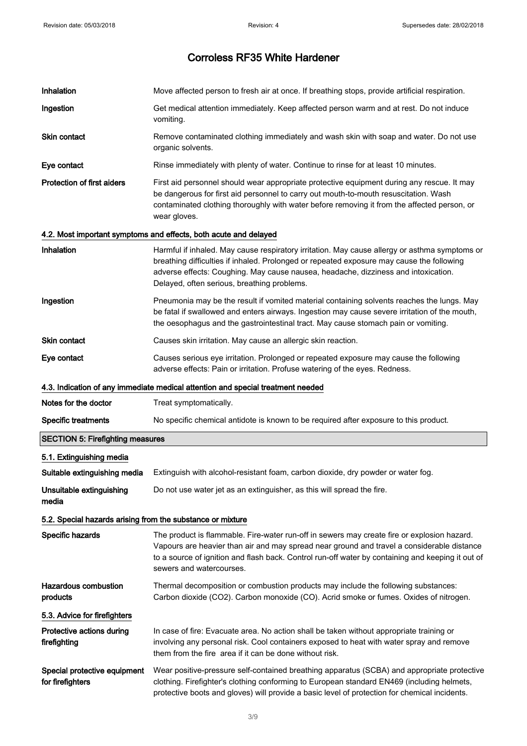# Corroless RF35 White Hardener

| | |
|---|---|
| **Inhalation** | Move affected person to fresh air at once. If breathing stops, provide artificial respiration. |
| **Ingestion** | Get medical attention immediately. Keep affected person warm and at rest. Do not induce vomiting. |
| **Skin contact** | Remove contaminated clothing immediately and wash skin with soap and water. Do not use organic solvents. |
| **Eye contact** | Rinse immediately with plenty of water. Continue to rinse for at least 10 minutes. |
| **Protection of first aiders** | First aid personnel should wear appropriate protective equipment during any rescue. It may be dangerous for first aid personnel to carry out mouth-to-mouth resuscitation. Wash contaminated clothing thoroughly with water before removing it from the affected person, or wear gloves. |

### 4.2. Most important symptoms and effects, both acute and delayed

| | |
|---|---|
| **Inhalation** | Harmful if inhaled. May cause respiratory irritation. May cause allergy or asthma symptoms or breathing difficulties if inhaled. Prolonged or repeated exposure may cause the following adverse effects: Coughing. May cause nausea, headache, dizziness and intoxication. Delayed, often serious, breathing problems. |
| **Ingestion** | Pneumonia may be the result if vomited material containing solvents reaches the lungs. May be fatal if swallowed and enters airways. Ingestion may cause severe irritation of the mouth, the oesophagus and the gastrointestinal tract. May cause stomach pain or vomiting. |
| **Skin contact** | Causes skin irritation. May cause an allergic skin reaction. |
| **Eye contact** | Causes serious eye irritation. Prolonged or repeated exposure may cause the following adverse effects: Pain or irritation. Profuse watering of the eyes. Redness. |

### 4.3. Indication of any immediate medical attention and special treatment needed

| | |
|---|---|
| **Notes for the doctor** | Treat symptomatically. |
| **Specific treatments** | No specific chemical antidote is known to be required after exposure to this product. |

## SECTION 5: Firefighting measures

### 5.1. Extinguishing media

| | |
|---|---|
| **Suitable extinguishing media** | Extinguish with alcohol-resistant foam, carbon dioxide, dry powder or water fog. |
| **Unsuitable extinguishing media** | Do not use water jet as an extinguisher, as this will spread the fire. |

### 5.2. Special hazards arising from the substance or mixture

| | |
|---|---|
| **Specific hazards** | The product is flammable. Fire-water run-off in sewers may create fire or explosion hazard. Vapours are heavier than air and may spread near ground and travel a considerable distance to a source of ignition and flash back. Control run-off water by containing and keeping it out of sewers and watercourses. |
| **Hazardous combustion products** | Thermal decomposition or combustion products may include the following substances: Carbon dioxide ($CO_2$). Carbon monoxide (CO). Acrid smoke or fumes. Oxides of nitrogen. |

### 5.3. Advice for firefighters

| | |
|---|---|
| **Protective actions during firefighting** | In case of fire: Evacuate area. No action shall be taken without appropriate training or involving any personal risk. Cool containers exposed to heat with water spray and remove them from the fire area if it can be done without risk. |
| **Special protective equipment for firefighters** | Wear positive-pressure self-contained breathing apparatus (SCBA) and appropriate protective clothing. Firefighter's clothing conforming to European standard EN469 (including helmets, protective boots and gloves) will provide a basic level of protection for chemical incidents. |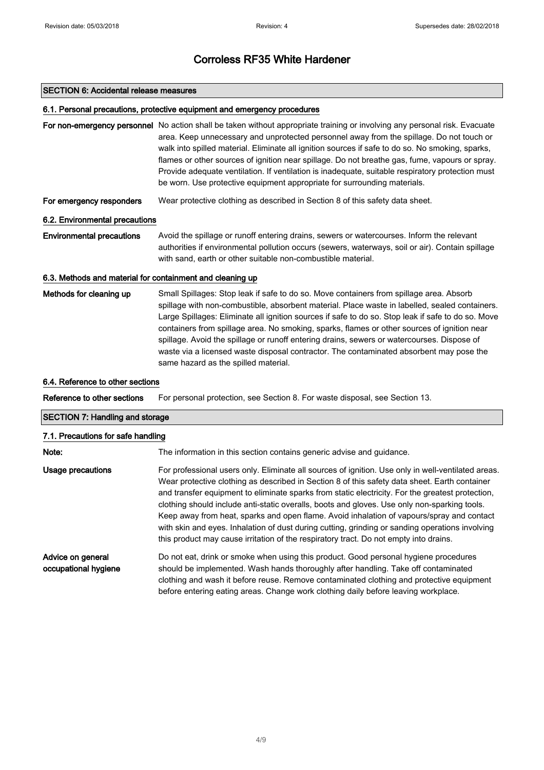# Corroless RF35 White Hardener

## SECTION 6: Accidental release measures

### 6.1. Personal precautions, protective equipment and emergency procedures

**For non-emergency personnel** No action shall be taken without appropriate training or involving any personal risk. Evacuate area. Keep unnecessary and unprotected personnel away from the spillage. Do not touch or walk into spilled material. Eliminate all ignition sources if safe to do so. No smoking, sparks, flames or other sources of ignition near spillage. Do not breathe gas, fume, vapours or spray. Provide adequate ventilation. If ventilation is inadequate, suitable respiratory protection must be worn. Use protective equipment appropriate for surrounding materials.

**For emergency responders** Wear protective clothing as described in Section 8 of this safety data sheet.

### 6.2. Environmental precautions

**Environmental precautions** Avoid the spillage or runoff entering drains, sewers or watercourses. Inform the relevant authorities if environmental pollution occurs (sewers, waterways, soil or air). Contain spillage with sand, earth or other suitable non-combustible material.

### 6.3. Methods and material for containment and cleaning up

**Methods for cleaning up** Small Spillages: Stop leak if safe to do so. Move containers from spillage area. Absorb spillage with non-combustible, absorbent material. Place waste in labelled, sealed containers. Large Spillages: Eliminate all ignition sources if safe to do so. Stop leak if safe to do so. Move containers from spillage area. No smoking, sparks, flames or other sources of ignition near spillage. Avoid the spillage or runoff entering drains, sewers or watercourses. Dispose of waste via a licensed waste disposal contractor. The contaminated absorbent may pose the same hazard as the spilled material.

### 6.4. Reference to other sections

**Reference to other sections** For personal protection, see Section 8. For waste disposal, see Section 13.

## SECTION 7: Handling and storage

### 7.1. Precautions for safe handling

**Note:** The information in this section contains generic advise and guidance.

**Usage precautions** For professional users only. Eliminate all sources of ignition. Use only in well-ventilated areas. Wear protective clothing as described in Section 8 of this safety data sheet. Earth container and transfer equipment to eliminate sparks from static electricity. For the greatest protection, clothing should include anti-static overalls, boots and gloves. Use only non-sparking tools. Keep away from heat, sparks and open flame. Avoid inhalation of vapours/spray and contact with skin and eyes. Inhalation of dust during cutting, grinding or sanding operations involving this product may cause irritation of the respiratory tract. Do not empty into drains.

**Advice on general occupational hygiene** Do not eat, drink or smoke when using this product. Good personal hygiene procedures should be implemented. Wash hands thoroughly after handling. Take off contaminated clothing and wash it before reuse. Remove contaminated clothing and protective equipment before entering eating areas. Change work clothing daily before leaving workplace.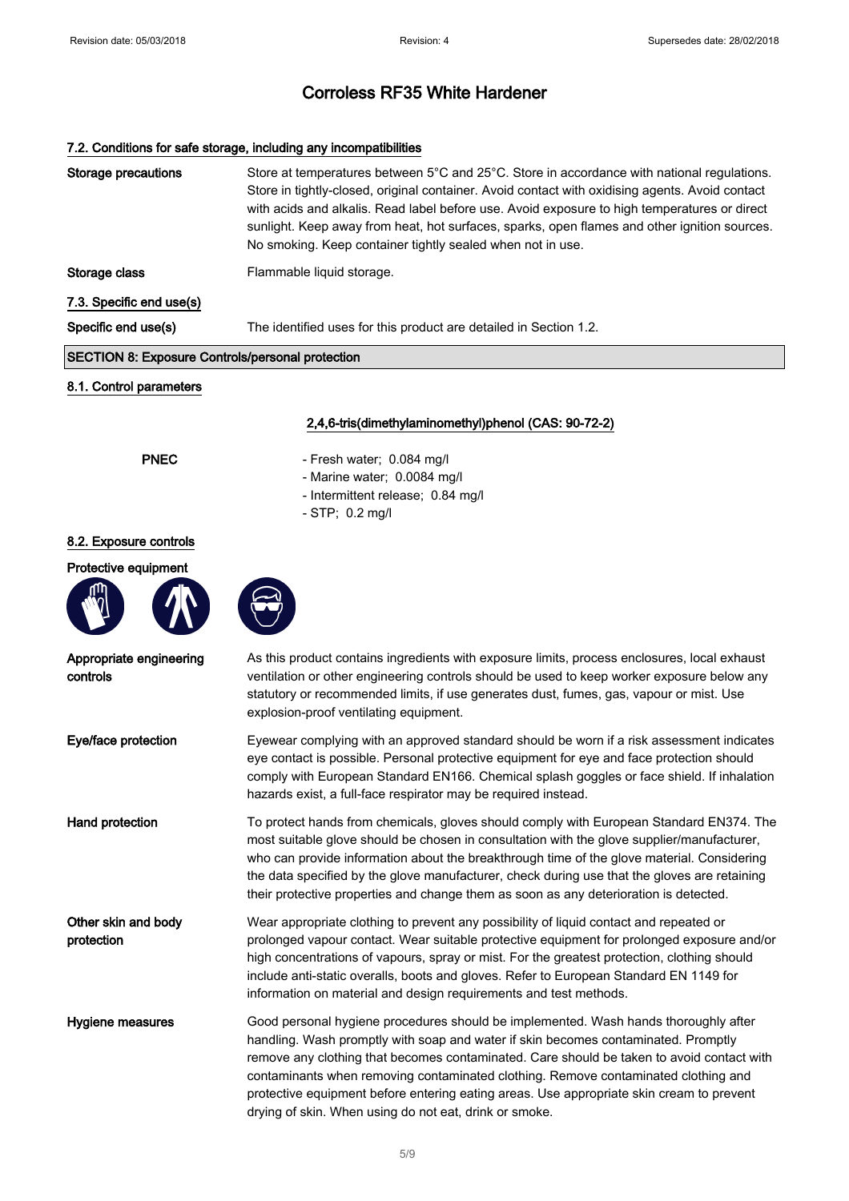# Corroless RF35 White Hardener

### 7.2. Conditions for safe storage, including any incompatibilities

**Storage precautions**
Store at temperatures between 5°C and 25°C. Store in accordance with national regulations. Store in tightly-closed, original container. Avoid contact with oxidising agents. Avoid contact with acids and alkalis. Read label before use. Avoid exposure to high temperatures or direct sunlight. Keep away from heat, hot surfaces, sparks, open flames and other ignition sources. No smoking. Keep container tightly sealed when not in use.

**Storage class**
Flammable liquid storage.

### 7.3. Specific end use(s)

**Specific end use(s)**
The identified uses for this product are detailed in Section 1.2.

## SECTION 8: Exposure Controls/personal protection

### 8.1. Control parameters

**2,4,6-tris(dimethylaminomethyl)phenol (CAS: 90-72-2)**

**PNEC**
- Fresh water; 0.084 mg/l
- Marine water; 0.0084 mg/l
- Intermittent release; 0.84 mg/l
- STP; 0.2 mg/l

### 8.2. Exposure controls

**Protective equipment**

**Appropriate engineering controls**
As this product contains ingredients with exposure limits, process enclosures, local exhaust ventilation or other engineering controls should be used to keep worker exposure below any statutory or recommended limits, if use generates dust, fumes, gas, vapour or mist. Use explosion-proof ventilating equipment.

**Eye/face protection**
Eyewear complying with an approved standard should be worn if a risk assessment indicates eye contact is possible. Personal protective equipment for eye and face protection should comply with European Standard EN166. Chemical splash goggles or face shield. If inhalation hazards exist, a full-face respirator may be required instead.

**Hand protection**
To protect hands from chemicals, gloves should comply with European Standard EN374. The most suitable glove should be chosen in consultation with the glove supplier/manufacturer, who can provide information about the breakthrough time of the glove material. Considering the data specified by the glove manufacturer, check during use that the gloves are retaining their protective properties and change them as soon as any deterioration is detected.

**Other skin and body protection**
Wear appropriate clothing to prevent any possibility of liquid contact and repeated or prolonged vapour contact. Wear suitable protective equipment for prolonged exposure and/or high concentrations of vapours, spray or mist. For the greatest protection, clothing should include anti-static overalls, boots and gloves. Refer to European Standard EN 1149 for information on material and design requirements and test methods.

**Hygiene measures**
Good personal hygiene procedures should be implemented. Wash hands thoroughly after handling. Wash promptly with soap and water if skin becomes contaminated. Promptly remove any clothing that becomes contaminated. Care should be taken to avoid contact with contaminants when removing contaminated clothing. Remove contaminated clothing and protective equipment before entering eating areas. Use appropriate skin cream to prevent drying of skin. When using do not eat, drink or smoke.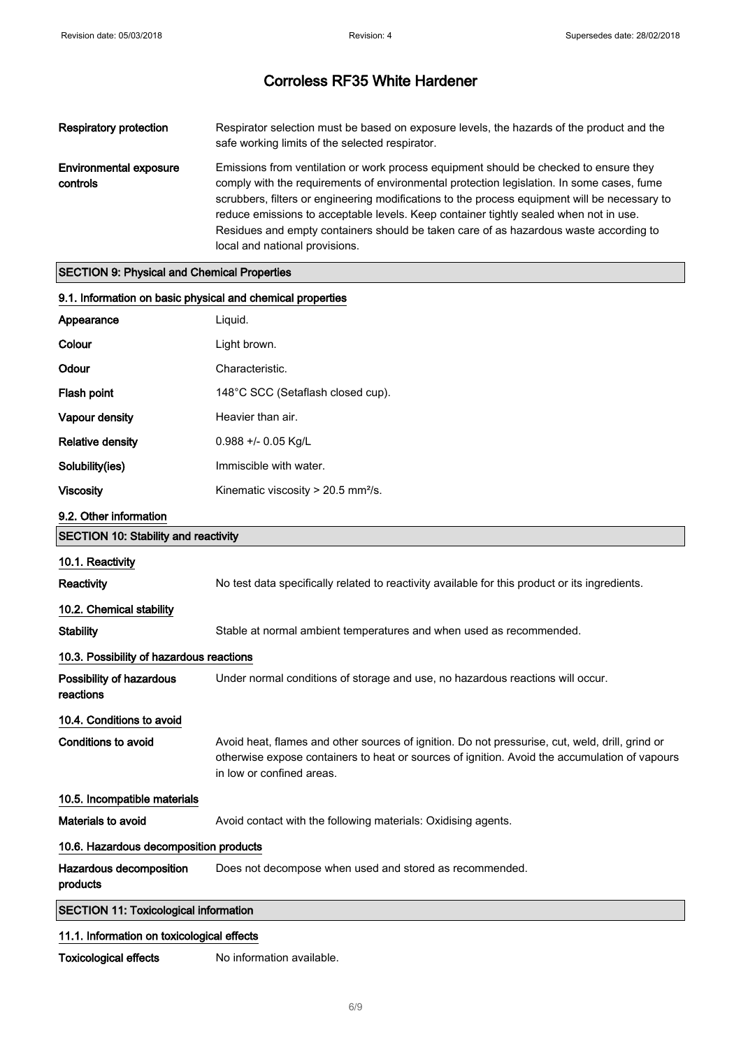# Corroless RF35 White Hardener

| | |
|---|---|
| **Respiratory protection** | Respirator selection must be based on exposure levels, the hazards of the product and the safe working limits of the selected respirator. |
| **Environmental exposure controls** | Emissions from ventilation or work process equipment should be checked to ensure they comply with the requirements of environmental protection legislation. In some cases, fume scrubbers, filters or engineering modifications to the process equipment will be necessary to reduce emissions to acceptable levels. Keep container tightly sealed when not in use. Residues and empty containers should be taken care of as hazardous waste according to local and national provisions. |

## SECTION 9: Physical and Chemical Properties

### 9.1. Information on basic physical and chemical properties

| | |
|---|---|
| **Appearance** | Liquid. |
| **Colour** | Light brown. |
| **Odour** | Characteristic. |
| **Flash point** | 148°C SCC (Setaflash closed cup). |
| **Vapour density** | Heavier than air. |
| **Relative density** | 0.988 +/- 0.05 Kg/L |
| **Solubility(ies)** | Immiscible with water. |
| **Viscosity** | Kinematic viscosity > 20.5 mm²/s. |

### 9.2. Other information

## SECTION 10: Stability and reactivity

### 10.1. Reactivity

| | |
|---|---|
| **Reactivity** | No test data specifically related to reactivity available for this product or its ingredients. |

### 10.2. Chemical stability

| | |
|---|---|
| **Stability** | Stable at normal ambient temperatures and when used as recommended. |

### 10.3. Possibility of hazardous reactions

| | |
|---|---|
| **Possibility of hazardous reactions** | Under normal conditions of storage and use, no hazardous reactions will occur. |

### 10.4. Conditions to avoid

| | |
|---|---|
| **Conditions to avoid** | Avoid heat, flames and other sources of ignition. Do not pressurise, cut, weld, drill, grind or otherwise expose containers to heat or sources of ignition. Avoid the accumulation of vapours in low or confined areas. |

### 10.5. Incompatible materials

| | |
|---|---|
| **Materials to avoid** | Avoid contact with the following materials: Oxidising agents. |

### 10.6. Hazardous decomposition products

| | |
|---|---|
| **Hazardous decomposition products** | Does not decompose when used and stored as recommended. |

## SECTION 11: Toxicological information

### 11.1. Information on toxicological effects

| | |
|---|---|
| **Toxicological effects** | No information available. |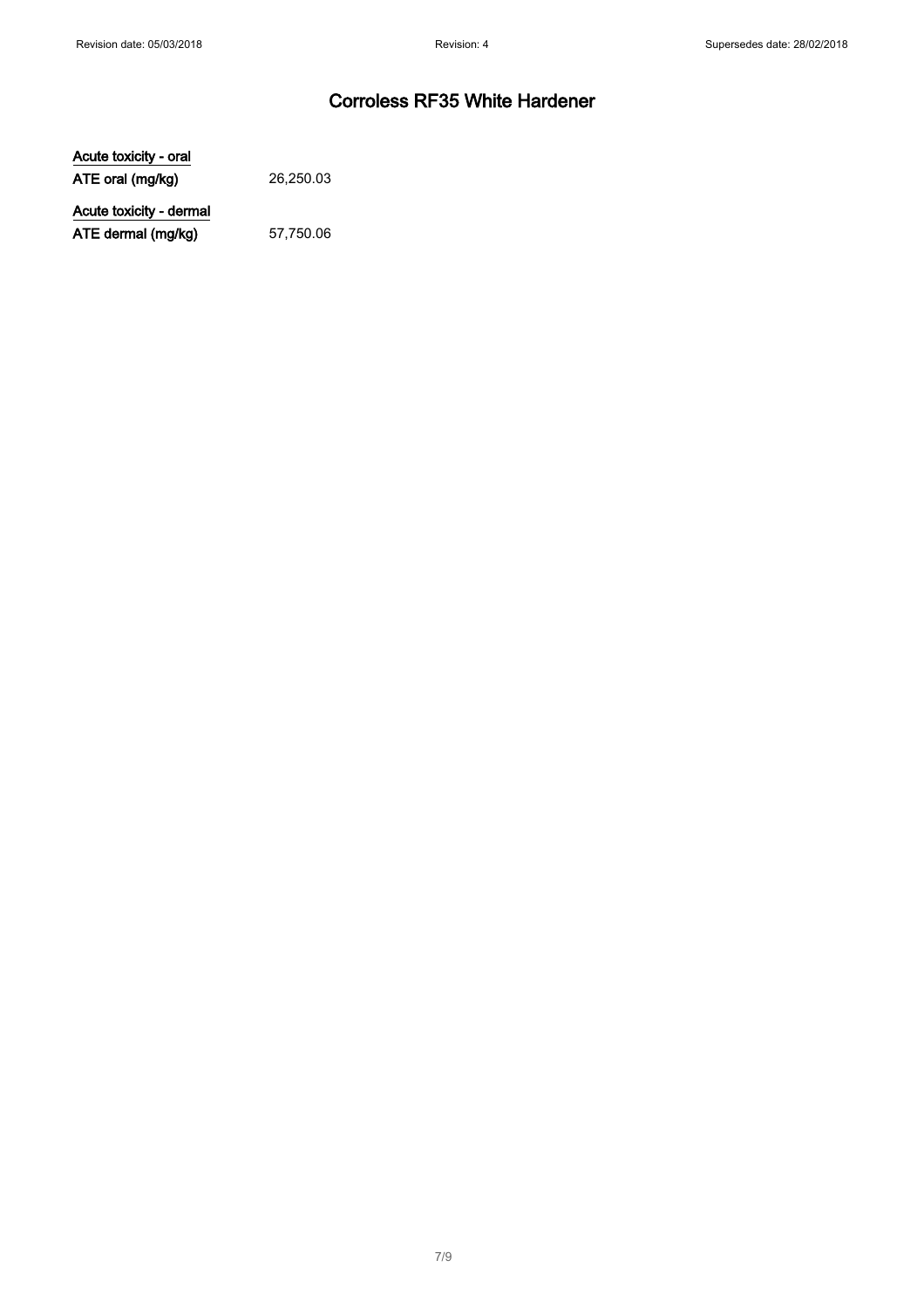# Corroless RF35 White Hardener

**Acute toxicity - oral**

**ATE oral (mg/kg)** 26,250.03

**Acute toxicity - dermal**

**ATE dermal (mg/kg)** 57,750.06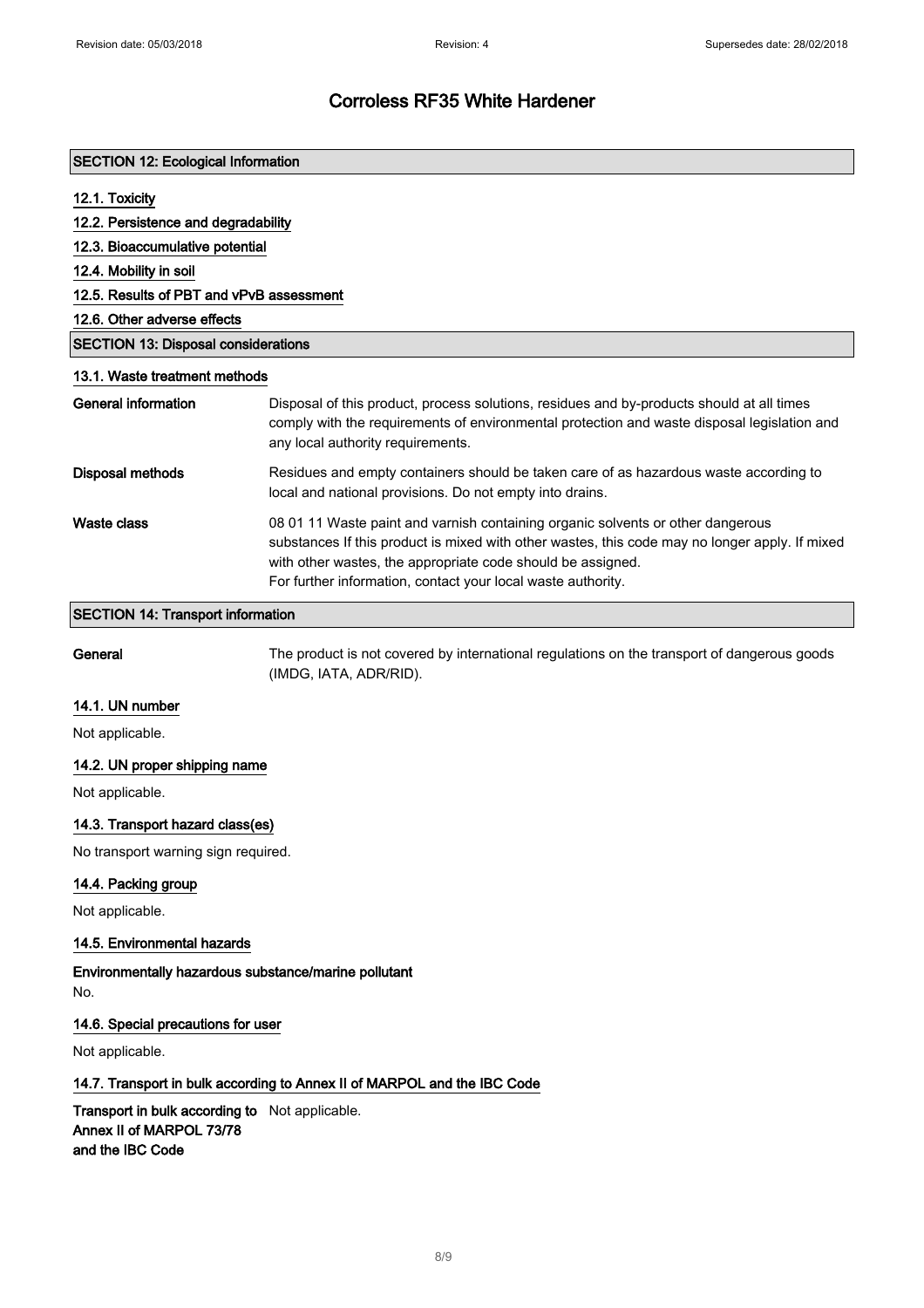# Corroless RF35 White Hardener

## SECTION 12: Ecological Information

### 12.1. Toxicity

### 12.2. Persistence and degradability

### 12.3. Bioaccumulative potential

### 12.4. Mobility in soil

### 12.5. Results of PBT and vPvB assessment

### 12.6. Other adverse effects

## SECTION 13: Disposal considerations

### 13.1. Waste treatment methods

**General information** Disposal of this product, process solutions, residues and by-products should at all times comply with the requirements of environmental protection and waste disposal legislation and any local authority requirements.

**Disposal methods** Residues and empty containers should be taken care of as hazardous waste according to local and national provisions. Do not empty into drains.

**Waste class** 08 01 11 Waste paint and varnish containing organic solvents or other dangerous substances If this product is mixed with other wastes, this code may no longer apply. If mixed with other wastes, the appropriate code should be assigned.
For further information, contact your local waste authority.

## SECTION 14: Transport information

**General** The product is not covered by international regulations on the transport of dangerous goods (IMDG, IATA, ADR/RID).

### 14.1. UN number

Not applicable.

### 14.2. UN proper shipping name

Not applicable.

### 14.3. Transport hazard class(es)

No transport warning sign required.

### 14.4. Packing group

Not applicable.

### 14.5. Environmental hazards

**Environmentally hazardous substance/marine pollutant**

No.

### 14.6. Special precautions for user

Not applicable.

### 14.7. Transport in bulk according to Annex II of MARPOL and the IBC Code

**Transport in bulk according to Annex II of MARPOL 73/78 and the IBC Code** Not applicable.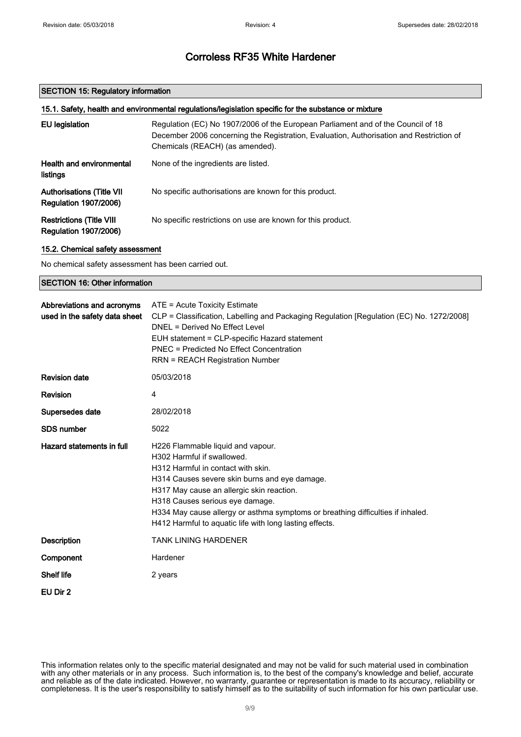# Corroless RF35 White Hardener

## SECTION 15: Regulatory information

### 15.1. Safety, health and environmental regulations/legislation specific for the substance or mixture

| | |
|---|---|
| **EU legislation** | Regulation (EC) No 1907/2006 of the European Parliament and of the Council of 18 December 2006 concerning the Registration, Evaluation, Authorisation and Restriction of Chemicals (REACH) (as amended). |
| **Health and environmental listings** | None of the ingredients are listed. |
| **Authorisations (Title VII Regulation 1907/2006)** | No specific authorisations are known for this product. |
| **Restrictions (Title VIII Regulation 1907/2006)** | No specific restrictions on use are known for this product. |

### 15.2. Chemical safety assessment

No chemical safety assessment has been carried out.

## SECTION 16: Other information

| | |
|---|---|
| **Abbreviations and acronyms used in the safety data sheet** | ATE = Acute Toxicity Estimate<br>CLP = Classification, Labelling and Packaging Regulation [Regulation (EC) No. 1272/2008]<br>DNEL = Derived No Effect Level<br>EUH statement = CLP-specific Hazard statement<br>PNEC = Predicted No Effect Concentration<br>RRN = REACH Registration Number |
| **Revision date** | 05/03/2018 |
| **Revision** | 4 |
| **Supersedes date** | 28/02/2018 |
| **SDS number** | 5022 |
| **Hazard statements in full** | H226 Flammable liquid and vapour.<br>H302 Harmful if swallowed.<br>H312 Harmful in contact with skin.<br>H314 Causes severe skin burns and eye damage.<br>H317 May cause an allergic skin reaction.<br>H318 Causes serious eye damage.<br>H334 May cause allergy or asthma symptoms or breathing difficulties if inhaled.<br>H412 Harmful to aquatic life with long lasting effects. |
| **Description** | TANK LINING HARDENER |
| **Component** | Hardener |
| **Shelf life** | 2 years |
| **EU Dir 2** | |

This information relates only to the specific material designated and may not be valid for such material used in combination with any other materials or in any process. Such information is, to the best of the company's knowledge and belief, accurate and reliable as of the date indicated. However, no warranty, guarantee or representation is made to its accuracy, reliability or completeness. It is the user's responsibility to satisfy himself as to the suitability of such information for his own particular use.